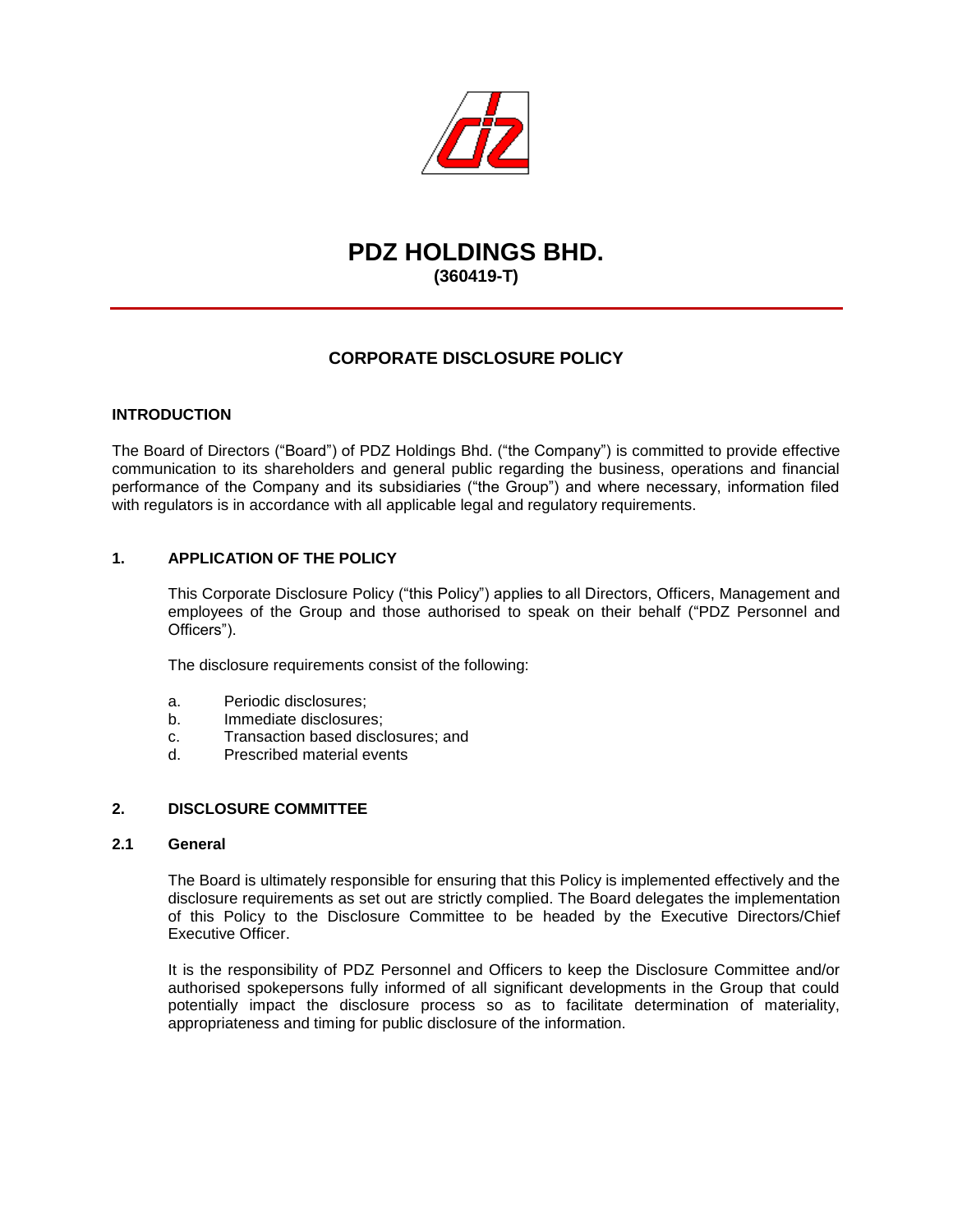# PDZ HOLDINGS BHD.

**(360419-T)**

## CORPORATE DISCLOSURE POLICY

### INTRODUCTION

The Board of Directors ("Board") of PDZ Holdings Bhd. ("the Company") is committed to provide effective communication to its shareholders and general public regarding the business, operations and financial performance of the Company and its subsidiaries ("the Group") and where necessary, information filed with regulators is in accordance with all applicable legal and regulatory requirements.

### 1. APPLICATION OF THE POLICY

This Corporate Disclosure Policy ("this Policy") applies to all Directors, Officers, Management and employees of the Group and those authorised to speak on their behalf ("PDZ Personnel and Officers").

The disclosure requirements consist of the following:

a. Periodic disclosures;
b. Immediate disclosures;
c. Transaction based disclosures; and
d. Prescribed material events

### 2. DISCLOSURE COMMITTEE

#### 2.1 General

The Board is ultimately responsible for ensuring that this Policy is implemented effectively and the disclosure requirements as set out are strictly complied. The Board delegates the implementation of this Policy to the Disclosure Committee to be headed by the Executive Directors/Chief Executive Officer.

It is the responsibility of PDZ Personnel and Officers to keep the Disclosure Committee and/or authorised spokepersons fully informed of all significant developments in the Group that could potentially impact the disclosure process so as to facilitate determination of materiality, appropriateness and timing for public disclosure of the information.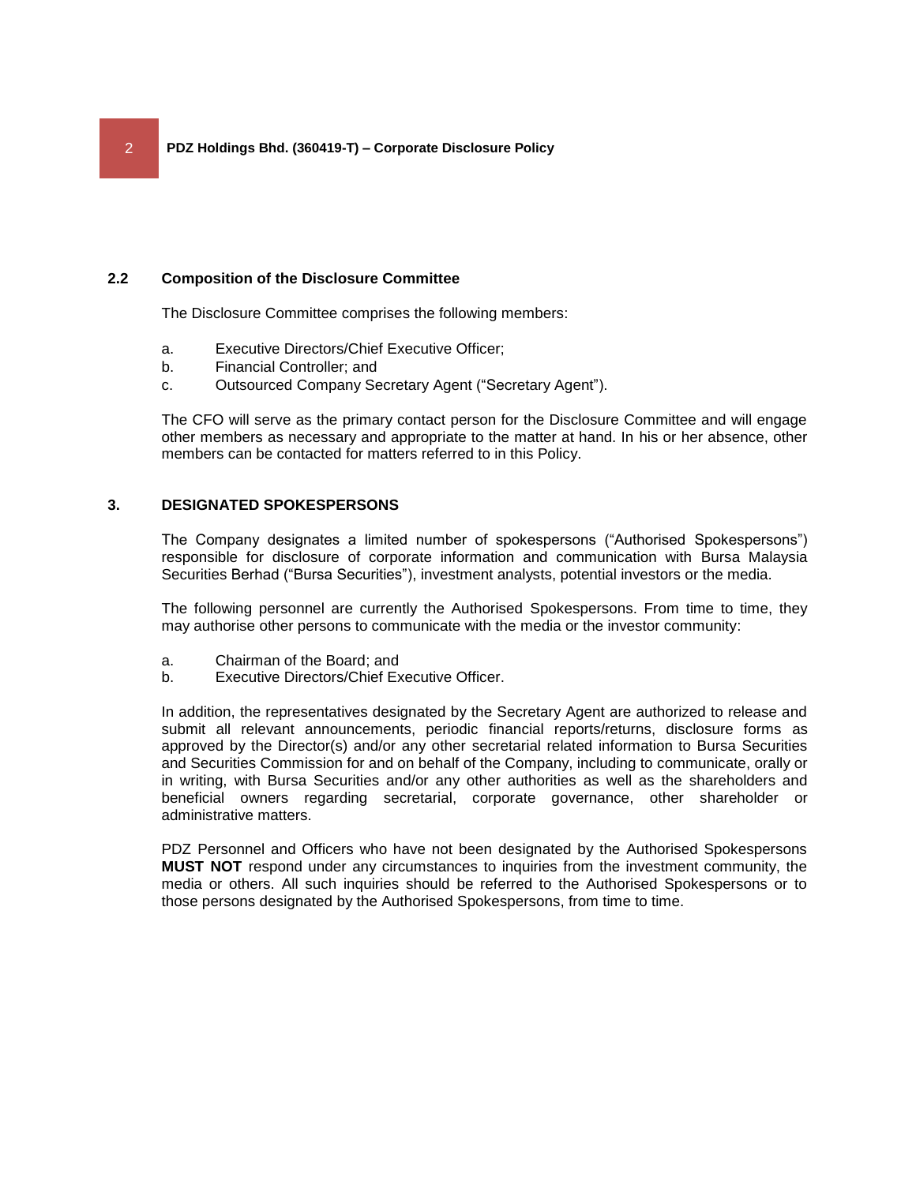### 2.2 Composition of the Disclosure Committee

The Disclosure Committee comprises the following members:

a. Executive Directors/Chief Executive Officer;
b. Financial Controller; and
c. Outsourced Company Secretary Agent ("Secretary Agent").

The CFO will serve as the primary contact person for the Disclosure Committee and will engage other members as necessary and appropriate to the matter at hand. In his or her absence, other members can be contacted for matters referred to in this Policy.

## 3. DESIGNATED SPOKESPERSONS

The Company designates a limited number of spokespersons ("Authorised Spokespersons") responsible for disclosure of corporate information and communication with Bursa Malaysia Securities Berhad ("Bursa Securities"), investment analysts, potential investors or the media.

The following personnel are currently the Authorised Spokespersons. From time to time, they may authorise other persons to communicate with the media or the investor community:

a. Chairman of the Board; and
b. Executive Directors/Chief Executive Officer.

In addition, the representatives designated by the Secretary Agent are authorized to release and submit all relevant announcements, periodic financial reports/returns, disclosure forms as approved by the Director(s) and/or any other secretarial related information to Bursa Securities and Securities Commission for and on behalf of the Company, including to communicate, orally or in writing, with Bursa Securities and/or any other authorities as well as the shareholders and beneficial owners regarding secretarial, corporate governance, other shareholder or administrative matters.

PDZ Personnel and Officers who have not been designated by the Authorised Spokespersons **MUST NOT** respond under any circumstances to inquiries from the investment community, the media or others. All such inquiries should be referred to the Authorised Spokespersons or to those persons designated by the Authorised Spokespersons, from time to time.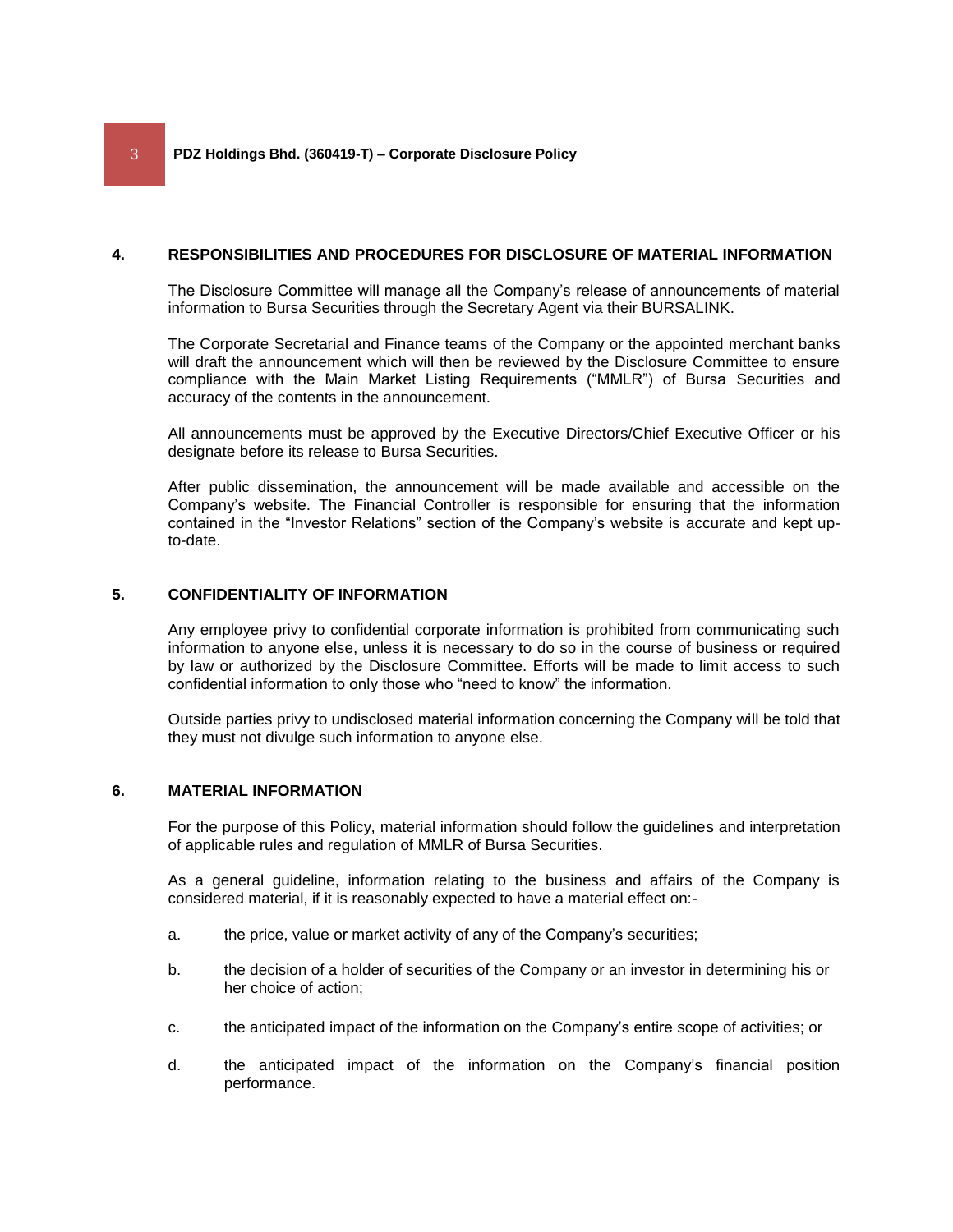## 4. RESPONSIBILITIES AND PROCEDURES FOR DISCLOSURE OF MATERIAL INFORMATION

The Disclosure Committee will manage all the Company's release of announcements of material information to Bursa Securities through the Secretary Agent via their BURSALINK.

The Corporate Secretarial and Finance teams of the Company or the appointed merchant banks will draft the announcement which will then be reviewed by the Disclosure Committee to ensure compliance with the Main Market Listing Requirements ("MMLR") of Bursa Securities and accuracy of the contents in the announcement.

All announcements must be approved by the Executive Directors/Chief Executive Officer or his designate before its release to Bursa Securities.

After public dissemination, the announcement will be made available and accessible on the Company's website. The Financial Controller is responsible for ensuring that the information contained in the "Investor Relations" section of the Company's website is accurate and kept up-to-date.

## 5. CONFIDENTIALITY OF INFORMATION

Any employee privy to confidential corporate information is prohibited from communicating such information to anyone else, unless it is necessary to do so in the course of business or required by law or authorized by the Disclosure Committee. Efforts will be made to limit access to such confidential information to only those who "need to know" the information.

Outside parties privy to undisclosed material information concerning the Company will be told that they must not divulge such information to anyone else.

## 6. MATERIAL INFORMATION

For the purpose of this Policy, material information should follow the guidelines and interpretation of applicable rules and regulation of MMLR of Bursa Securities.

As a general guideline, information relating to the business and affairs of the Company is considered material, if it is reasonably expected to have a material effect on:-

a. the price, value or market activity of any of the Company's securities;

b. the decision of a holder of securities of the Company or an investor in determining his or her choice of action;

c. the anticipated impact of the information on the Company's entire scope of activities; or

d. the anticipated impact of the information on the Company's financial position performance.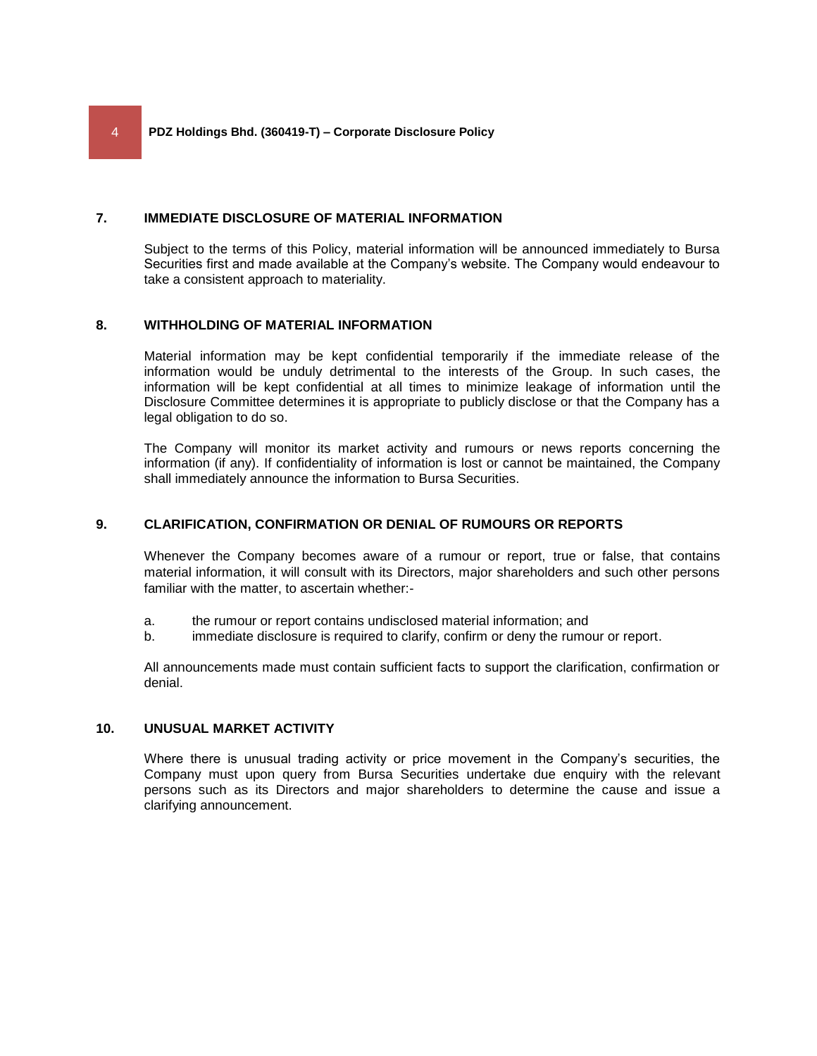## 7. IMMEDIATE DISCLOSURE OF MATERIAL INFORMATION

Subject to the terms of this Policy, material information will be announced immediately to Bursa Securities first and made available at the Company's website. The Company would endeavour to take a consistent approach to materiality.

## 8. WITHHOLDING OF MATERIAL INFORMATION

Material information may be kept confidential temporarily if the immediate release of the information would be unduly detrimental to the interests of the Group. In such cases, the information will be kept confidential at all times to minimize leakage of information until the Disclosure Committee determines it is appropriate to publicly disclose or that the Company has a legal obligation to do so.

The Company will monitor its market activity and rumours or news reports concerning the information (if any). If confidentiality of information is lost or cannot be maintained, the Company shall immediately announce the information to Bursa Securities.

## 9. CLARIFICATION, CONFIRMATION OR DENIAL OF RUMOURS OR REPORTS

Whenever the Company becomes aware of a rumour or report, true or false, that contains material information, it will consult with its Directors, major shareholders and such other persons familiar with the matter, to ascertain whether:-

a. the rumour or report contains undisclosed material information; and
b. immediate disclosure is required to clarify, confirm or deny the rumour or report.

All announcements made must contain sufficient facts to support the clarification, confirmation or denial.

## 10. UNUSUAL MARKET ACTIVITY

Where there is unusual trading activity or price movement in the Company's securities, the Company must upon query from Bursa Securities undertake due enquiry with the relevant persons such as its Directors and major shareholders to determine the cause and issue a clarifying announcement.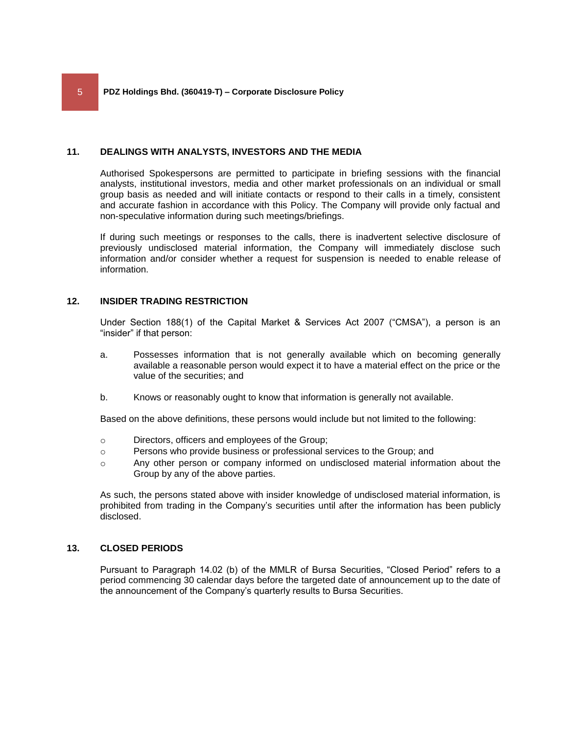## 11. DEALINGS WITH ANALYSTS, INVESTORS AND THE MEDIA

Authorised Spokespersons are permitted to participate in briefing sessions with the financial analysts, institutional investors, media and other market professionals on an individual or small group basis as needed and will initiate contacts or respond to their calls in a timely, consistent and accurate fashion in accordance with this Policy. The Company will provide only factual and non-speculative information during such meetings/briefings.

If during such meetings or responses to the calls, there is inadvertent selective disclosure of previously undisclosed material information, the Company will immediately disclose such information and/or consider whether a request for suspension is needed to enable release of information.

## 12. INSIDER TRADING RESTRICTION

Under Section 188(1) of the Capital Market & Services Act 2007 ("CMSA"), a person is an "insider" if that person:

a. Possesses information that is not generally available which on becoming generally available a reasonable person would expect it to have a material effect on the price or the value of the securities; and

b. Knows or reasonably ought to know that information is generally not available.

Based on the above definitions, these persons would include but not limited to the following:

- Directors, officers and employees of the Group;
- Persons who provide business or professional services to the Group; and
- Any other person or company informed on undisclosed material information about the Group by any of the above parties.

As such, the persons stated above with insider knowledge of undisclosed material information, is prohibited from trading in the Company's securities until after the information has been publicly disclosed.

## 13. CLOSED PERIODS

Pursuant to Paragraph 14.02 (b) of the MMLR of Bursa Securities, "Closed Period" refers to a period commencing 30 calendar days before the targeted date of announcement up to the date of the announcement of the Company's quarterly results to Bursa Securities.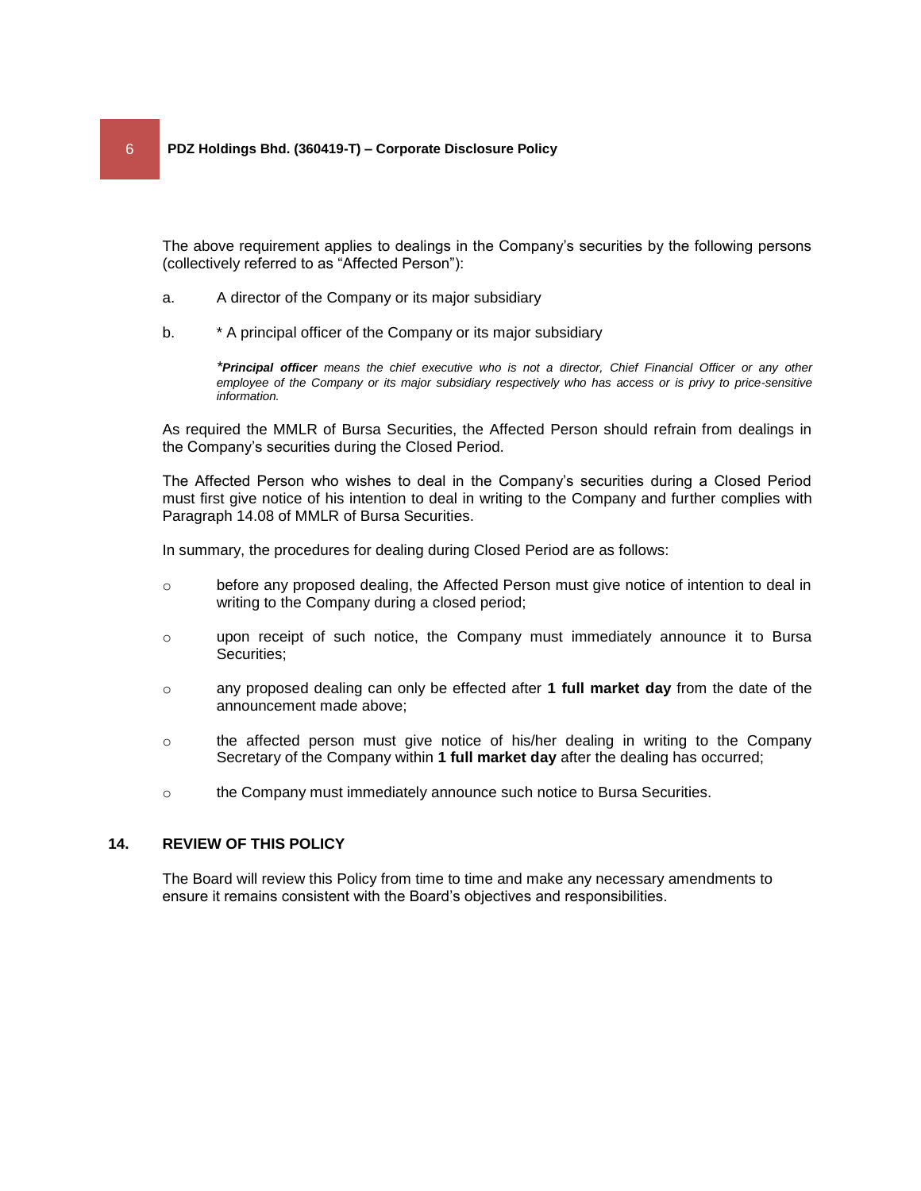The above requirement applies to dealings in the Company's securities by the following persons (collectively referred to as "Affected Person"):

a. A director of the Company or its major subsidiary

b. * A principal officer of the Company or its major subsidiary

> *\****Principal officer*** *means the chief executive who is not a director, Chief Financial Officer or any other employee of the Company or its major subsidiary respectively who has access or is privy to price-sensitive information.*

As required the MMLR of Bursa Securities, the Affected Person should refrain from dealings in the Company's securities during the Closed Period.

The Affected Person who wishes to deal in the Company's securities during a Closed Period must first give notice of his intention to deal in writing to the Company and further complies with Paragraph 14.08 of MMLR of Bursa Securities.

In summary, the procedures for dealing during Closed Period are as follows:

- before any proposed dealing, the Affected Person must give notice of intention to deal in writing to the Company during a closed period;
- upon receipt of such notice, the Company must immediately announce it to Bursa Securities;
- any proposed dealing can only be effected after **1 full market day** from the date of the announcement made above;
- the affected person must give notice of his/her dealing in writing to the Company Secretary of the Company within **1 full market day** after the dealing has occurred;
- the Company must immediately announce such notice to Bursa Securities.

## 14. REVIEW OF THIS POLICY

The Board will review this Policy from time to time and make any necessary amendments to ensure it remains consistent with the Board's objectives and responsibilities.